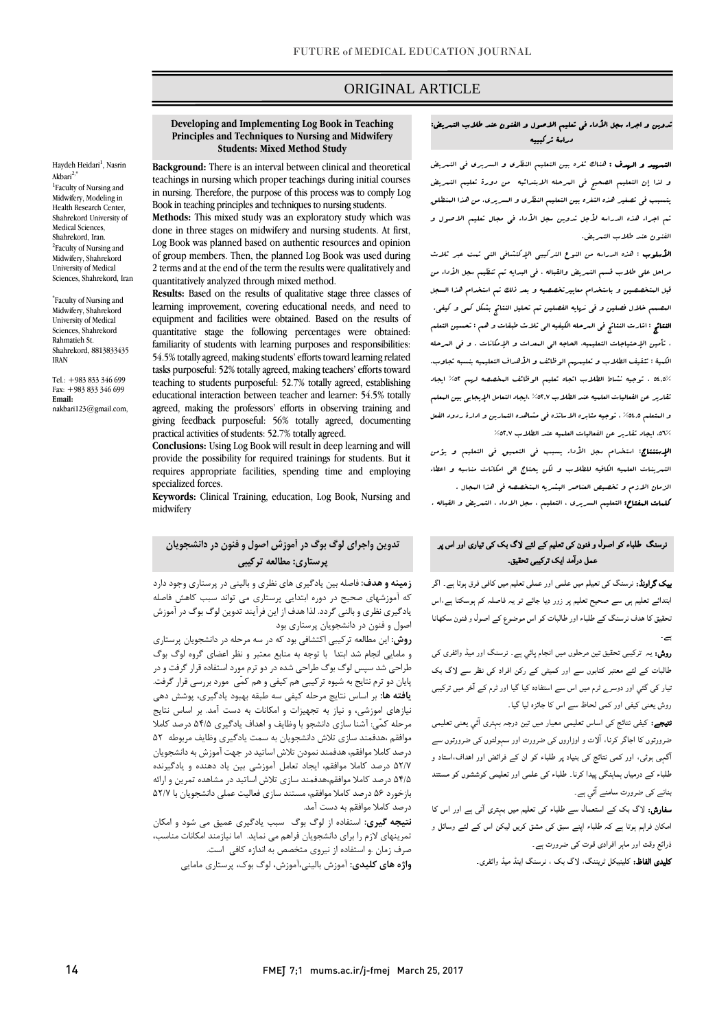ORIGINAL ARTICLE

# Developing and Implementing Log Book in Teaching Principles and Techniques to Nursing and Midwifery Students: Mixed Method Study

Haydeh Heidari[1], Nasrin Akbari[2,*]

[1]Faculty of Nursing and Midwifery, Modeling in Health Research Center, Shahrekord University of Medical Sciences, Shahrekord, Iran.
[2]Faculty of Nursing and Midwifery, Shahrekord University of Medical Sciences, Shahrekord, Iran

*Faculty of Nursing and Midwifery, Shahrekord University of Medical Sciences, Shahrekord Rahmatieh St. Shahrekord, 8813833435 IRAN

Tel.: +983 833 346 699
Fax: +983 833 346 699
**Email:** nakbari123@gmail.com,

**Background:** There is an interval between clinical and theoretical teachings in nursing which proper teachings during initial courses in nursing. Therefore, the purpose of this process was to comply Log Book in teaching principles and techniques to nursing students.

**Methods:** This mixed study was an exploratory study which was done in three stages on midwifery and nursing students. At first, Log Book was planned based on authentic resources and opinion of group members. Then, the planned Log Book was used during 2 terms and at the end of the term the results were qualitatively and quantitatively analyzed through mixed method.

**Results:** Based on the results of qualitative stage three classes of learning improvement, covering educational needs, and need to equipment and facilities were obtained. Based on the results of quantitative stage the following percentages were obtained: familiarity of students with learning purposes and responsibilities: 54.5% totally agreed, making students' efforts toward learning related tasks purposeful: 52% totally agreed, making teachers' efforts toward teaching to students purposeful: 52.7% totally agreed, establishing educational interaction between teacher and learner: 54.5% totally agreed, making the professors' efforts in observing training and giving feedback purposeful: 56% totally agreed, documenting practical activities of students: 52.7% totally agreed.

**Conclusions:** Using Log Book will result in deep learning and will provide the possibility for required trainings for students. But it requires appropriate facilities, spending time and employing specialized forces.

**Keywords:** Clinical Training, education, Log Book, Nursing and midwifery

## تدوین و اجراء سجل الأداء فی تعلیم الاصول و الفنون عند طلاب التمریض: دراسة ترکیبیه

**التمهید و الهدف :** هناک ثغره بین التعلیم النظری و السریری فی التمریض و لذا إن التعلیم الصحیح فی المرحله الابتدائیه من دورة تعلیم التمریض یتسبب فی تصغیر هذه الثغره بین التعلیم النظری و السریری. من هذا المنطلق تم اجراء هذه الدراسه لأجل تدوین سجل الأداء فی مجال تعلیم الاصول و الفنون عند طلاب التمریض.

**الأسلوب :** هذه الدراسه من النوع الترکیبی الإکتشافی التی تمت عبر ثلاث مراحل علی طلاب قسم التمریض والقباله . فی البدایه تم تنظیم سجل الأداء من قبل المتخصصین و باستخدام معاییرتخصصیه و بعد ذلک تم استخدام هذا السجل المصمم خلال فصلین و فی نهایه الفصلین تم تحلیل النتائج بشکل کمی و کیفی.

**النتائج :** اشارت النتائج فی المرحله الکیفیه الی ثلاث طبقات و هم : تحسین التعلم ، تأمین الإحتیاجات التعلیمیه، الحاجه الی المعدات و الإمکانات . و فی المرحله الکمیة : تثقیف الطلاب و تعلیمهم الوظائف و الأهداف التعلیمیه بنسبه تجاوب ٪۵۴،۵ ، توجیه نشاط الطلاب اتجاه تعلیم الوظائف المخصصه لهم ۵۲٪ ایجاد تقاریر عن الفعالیات العلمیه عند الطلاب ۵۲،۷٪ ،ایجاد التعامل الإیجابی بین المعلم و المتعلم ۵۴،۵٪ ، توجیه مثابره الاساتذه فی مشاهده التمارین و ادارة ردود الفعل ۵۶٪، ایجاد تقاریر عن الفعالیات العلمیه عند الطلاب ۵۲،۷٪

**الإستنتاج:** استخدام سجل الأداء یسبب فی التعمیق فی التعلیم و یؤمن التمرینات العلمیه الکافیه للطلاب و لکن یحتاج الی امکانات مناسبه و اعطاء الزمان الازم و تخصیص العناصر البشریه المتخصصه فی هذا المجال .

**کلمات المفتاح:** التعلیم السریری ، التعلیم ، سجل الاداء ، التمریض و القباله .

## تدوین واجرای لوگ بوک در آموزش اصول و فنون در دانشجویان پرستاری: مطالعه ترکیبی

**زمینه و هدف:** فاصله بین یادگیری های نظری و بالینی در پرستاری وجود دارد که آموزشهای صحیح در دوره ابتدایی پرستاری می تواند سبب کاهش فاصله یادگیری نظری و بالینی گردد. لذا هدف از این فرآیند تدوین لوگ بوگ در آموزش اصول و فنون در دانشجویان پرستاری بود

**روش:** این مطالعه ترکیبی اکتشافی بود که در سه مرحله در دانشجویان پرستاری و مامایی انجام شد ابتدا با توجه به منابع معتبر و نظر اعضای گروه لوگ بوگ طراحی شد سپس لوگ بوگ طراحی شده در دو ترم مورد استفاده قرار گرفت و در پایان دو ترم نتایج به شیوه ترکیبی هم کیفی و هم کمّی مورد بررسی قرار گرفت.

**یافته ها:** بر اساس نتایج مرحله کیفی سه طبقه بهبود یادگیری، پوشش دهی نیازهای آموزشی، و نیاز به تجهیزات و امکانات به دست آمد. بر اساس نتایج مرحله کمّی: آشنا سازی دانشجو با وظایف و اهداف یادگیری ۵۴/۵ درصد کاملا موافقم ،هدفمند سازی تلاش دانشجویان به سمت یادگیری وظایف مربوطه ۵۲ درصد کاملا موافقم، هدفمند نمودن تلاش اساتید در جهت آموزش به دانشجویان ۵۲/۷ درصد کاملا موافقم، ایجاد تعامل آموزشی بین یاد دهنده و یادگیرنده ۵۴/۵ درصد کاملا موافقم،هدفمند سازی تلاش اساتید در مشاهده تمرین و ارائه بازخورد ۵۶ درصد کاملا موافقم، مستند سازی فعالیت عملی دانشجویان با ۵۲/۷ درصد کاملا موافقم به دست آمد.

**نتیجه گیری:** استفاده از لوگ بوگ سبب یادگیری عمیق می شود و امکان تمرینهای لازم را برای دانشجویان فراهم می نماید. اما نیازمند امکانات مناسب، صرف زمان .و استفاده از نیروی متخصص به اندازه کافی است.

**واژه های کلیدی:** آموزش بالینی،آموزش، لوگ بوک، پرستاری مامایی

## نرسنگ طلباء کو اصول و فنون کی تعلیم کے لئے لاگ بک کی تیاری اور اس پر عمل درآمد ایک ترکیبی تحقیق۔

**بیک گراونڈ:** نرسنگ کی تعلیم میں علمی اور عملی تعلیم میں کافی فرق ہوتا ہے۔ اگر ابتدائی تعلیم ہی سے صحیح تعلیم پر زور دیا جائے تو یہ فاصلہ کم ہوسکتا ہے۔اس تحقیق کا ھدف نرسنگ کے طلباء اور طالبات کو اس موضوع کے اصول و فنون سکھانا ہے۔

**روش:** یہ ترکیبی تحقیق تین مرحلوں میں انجام پائي ہے۔ نرسنگ اور میڈ وائفری کی طالبات کے لئے معتبر کتابوں سے اور کمیٹی کے رکن افراد کی نظر سے لاگ بک تیار کی گئي اور دوسرے ٹرم میں اس سے استفادہ کیا گيا اور ٹرم کے آخر میں ترکیبی روش یعنی کیفی اور کمی لحاظ سے اس کا جائزہ لیا گيا۔

**نتیجے:** کیفی نتائج کی اساس تعلیمی معیار میں تین درجہ بہتری آئي یعنی تعلیمی ضرورتوں کا اجاگر کرنا، آلات و اوزاروں کی ضرورت اور سہولتوں کی ضرورتوں سے آگہی ہوئي، اور کمی نتائج کی بنیاد پر طلباء کو ان کے فرائض اور اھداف،استاد و طلباء کے درمیاں ہماہنگي پیدا کرنا۔ طلباء کی علمی اور تعلیمی کوششوں کو مستند بنانے کی ضرورت سامنے آئي ہے۔

**سفارش:** لاگ بک کے استعمال سے طلباء کی تعلیم میں بہتری آتی ہے اور اس کا امکان فراہم ہوتا ہے کہ طلباء اپنے سبق کی مشق کریں لیکن اس کے لئے وسائل و ذرائع وقت اور ماہر افرادی قوت کی ضرورت ہے۔

**کلیدی الفاظ:** کلینیکل ٹریننگ، لاگ بک ، نرسنگ اینڈ میڈ وائفری۔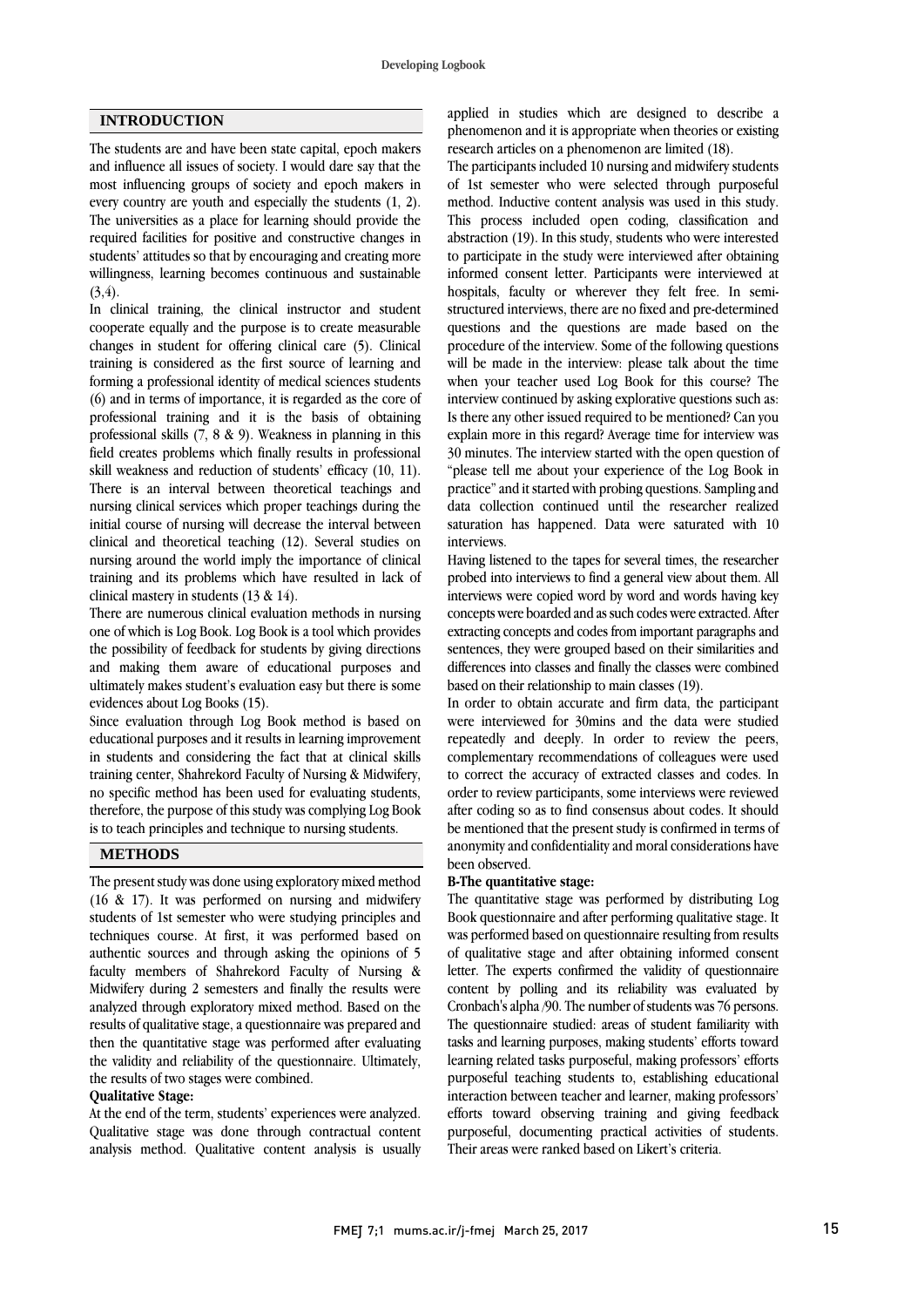## INTRODUCTION

The students are and have been state capital, epoch makers and influence all issues of society. I would dare say that the most influencing groups of society and epoch makers in every country are youth and especially the students (1, 2). The universities as a place for learning should provide the required facilities for positive and constructive changes in students' attitudes so that by encouraging and creating more willingness, learning becomes continuous and sustainable (3,4).

In clinical training, the clinical instructor and student cooperate equally and the purpose is to create measurable changes in student for offering clinical care (5). Clinical training is considered as the first source of learning and forming a professional identity of medical sciences students (6) and in terms of importance, it is regarded as the core of professional training and it is the basis of obtaining professional skills (7, 8 & 9). Weakness in planning in this field creates problems which finally results in professional skill weakness and reduction of students' efficacy (10, 11). There is an interval between theoretical teachings and nursing clinical services which proper teachings during the initial course of nursing will decrease the interval between clinical and theoretical teaching (12). Several studies on nursing around the world imply the importance of clinical training and its problems which have resulted in lack of clinical mastery in students (13 & 14).

There are numerous clinical evaluation methods in nursing one of which is Log Book. Log Book is a tool which provides the possibility of feedback for students by giving directions and making them aware of educational purposes and ultimately makes student's evaluation easy but there is some evidences about Log Books (15).

Since evaluation through Log Book method is based on educational purposes and it results in learning improvement in students and considering the fact that at clinical skills training center, Shahrekord Faculty of Nursing & Midwifery, no specific method has been used for evaluating students, therefore, the purpose of this study was complying Log Book is to teach principles and technique to nursing students.

## METHODS

The present study was done using exploratory mixed method (16 & 17). It was performed on nursing and midwifery students of 1st semester who were studying principles and techniques course. At first, it was performed based on authentic sources and through asking the opinions of 5 faculty members of Shahrekord Faculty of Nursing & Midwifery during 2 semesters and finally the results were analyzed through exploratory mixed method. Based on the results of qualitative stage, a questionnaire was prepared and then the quantitative stage was performed after evaluating the validity and reliability of the questionnaire. Ultimately, the results of two stages were combined.

**Qualitative Stage:**

At the end of the term, students' experiences were analyzed. Qualitative stage was done through contractual content analysis method. Qualitative content analysis is usually applied in studies which are designed to describe a phenomenon and it is appropriate when theories or existing research articles on a phenomenon are limited (18).

The participants included 10 nursing and midwifery students of 1st semester who were selected through purposeful method. Inductive content analysis was used in this study. This process included open coding, classification and abstraction (19). In this study, students who were interested to participate in the study were interviewed after obtaining informed consent letter. Participants were interviewed at hospitals, faculty or wherever they felt free. In semi-structured interviews, there are no fixed and pre-determined questions and the questions are made based on the procedure of the interview. Some of the following questions will be made in the interview: please talk about the time when your teacher used Log Book for this course? The interview continued by asking explorative questions such as: Is there any other issued required to be mentioned? Can you explain more in this regard? Average time for interview was 30 minutes. The interview started with the open question of "please tell me about your experience of the Log Book in practice" and it started with probing questions. Sampling and data collection continued until the researcher realized saturation has happened. Data were saturated with 10 interviews.

Having listened to the tapes for several times, the researcher probed into interviews to find a general view about them. All interviews were copied word by word and words having key concepts were boarded and as such codes were extracted. After extracting concepts and codes from important paragraphs and sentences, they were grouped based on their similarities and differences into classes and finally the classes were combined based on their relationship to main classes (19).

In order to obtain accurate and firm data, the participant were interviewed for 30mins and the data were studied repeatedly and deeply. In order to review the peers, complementary recommendations of colleagues were used to correct the accuracy of extracted classes and codes. In order to review participants, some interviews were reviewed after coding so as to find consensus about codes. It should be mentioned that the present study is confirmed in terms of anonymity and confidentiality and moral considerations have been observed.

**B-The quantitative stage:**

The quantitative stage was performed by distributing Log Book questionnaire and after performing qualitative stage. It was performed based on questionnaire resulting from results of qualitative stage and after obtaining informed consent letter. The experts confirmed the validity of questionnaire content by polling and its reliability was evaluated by Cronbach's alpha /90. The number of students was 76 persons. The questionnaire studied: areas of student familiarity with tasks and learning purposes, making students' efforts toward learning related tasks purposeful, making professors' efforts purposeful teaching students to, establishing educational interaction between teacher and learner, making professors' efforts toward observing training and giving feedback purposeful, documenting practical activities of students. Their areas were ranked based on Likert's criteria.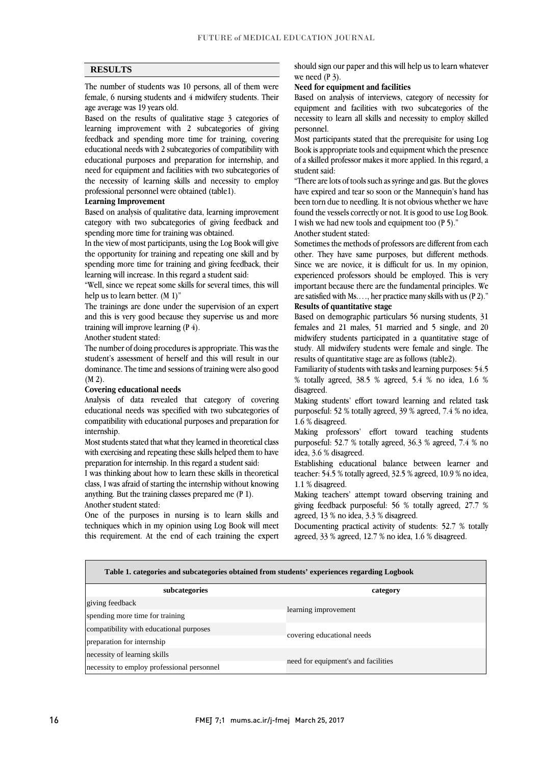## RESULTS

The number of students was 10 persons, all of them were female, 6 nursing students and 4 midwifery students. Their age average was 19 years old.

Based on the results of qualitative stage 3 categories of learning improvement with 2 subcategories of giving feedback and spending more time for training, covering educational needs with 2 subcategories of compatibility with educational purposes and preparation for internship, and need for equipment and facilities with two subcategories of the necessity of learning skills and necessity to employ professional personnel were obtained (table1).

**Learning Improvement**

Based on analysis of qualitative data, learning improvement category with two subcategories of giving feedback and spending more time for training was obtained.

In the view of most participants, using the Log Book will give the opportunity for training and repeating one skill and by spending more time for training and giving feedback, their learning will increase. In this regard a student said:

"Well, since we repeat some skills for several times, this will help us to learn better. (M 1)"

The trainings are done under the supervision of an expert and this is very good because they supervise us and more training will improve learning (P 4).

Another student stated:

The number of doing procedures is appropriate. This was the student's assessment of herself and this will result in our dominance. The time and sessions of training were also good (M 2).

**Covering educational needs**

Analysis of data revealed that category of covering educational needs was specified with two subcategories of compatibility with educational purposes and preparation for internship.

Most students stated that what they learned in theoretical class with exercising and repeating these skills helped them to have preparation for internship. In this regard a student said:

I was thinking about how to learn these skills in theoretical class, I was afraid of starting the internship without knowing anything. But the training classes prepared me (P 1).

Another student stated:

One of the purposes in nursing is to learn skills and techniques which in my opinion using Log Book will meet this requirement. At the end of each training the expert should sign our paper and this will help us to learn whatever we need (P 3).

**Need for equipment and facilities**

Based on analysis of interviews, category of necessity for equipment and facilities with two subcategories of the necessity to learn all skills and necessity to employ skilled personnel.

Most participants stated that the prerequisite for using Log Book is appropriate tools and equipment which the presence of a skilled professor makes it more applied. In this regard, a student said:

"There are lots of tools such as syringe and gas. But the gloves have expired and tear so soon or the Mannequin's hand has been torn due to needling. It is not obvious whether we have found the vessels correctly or not. It is good to use Log Book. I wish we had new tools and equipment too (P 5)."

Another student stated:

Sometimes the methods of professors are different from each other. They have same purposes, but different methods. Since we are novice, it is difficult for us. In my opinion, experienced professors should be employed. This is very important because there are the fundamental principles. We are satisfied with Ms…., her practice many skills with us (P 2)."

**Results of quantitative stage**

Based on demographic particulars 56 nursing students, 31 females and 21 males, 51 married and 5 single, and 20 midwifery students participated in a quantitative stage of study. All midwifery students were female and single. The results of quantitative stage are as follows (table2).

Familiarity of students with tasks and learning purposes: 54.5 % totally agreed, 38.5 % agreed, 5.4 % no idea, 1.6 % disagreed.

Making students' effort toward learning and related task purposeful: 52 % totally agreed, 39 % agreed, 7.4 % no idea, 1.6 % disagreed.

Making professors' effort toward teaching students purposeful: 52.7 % totally agreed, 36.3 % agreed, 7.4 % no idea, 3.6 % disagreed.

Establishing educational balance between learner and teacher: 54.5 % totally agreed, 32.5 % agreed, 10.9 % no idea, 1.1 % disagreed.

Making teachers' attempt toward observing training and giving feedback purposeful: 56 % totally agreed, 27.7 % agreed, 13 % no idea, 3.3 % disagreed.

Documenting practical activity of students: 52.7 % totally agreed, 33 % agreed, 12.7 % no idea, 1.6 % disagreed.

**Table 1. categories and subcategories obtained from students' experiences regarding Logbook**

| subcategories | category |
|---|---|
| giving feedback | learning improvement |
| spending more time for training | |
| compatibility with educational purposes | covering educational needs |
| preparation for internship | |
| necessity of learning skills | need for equipment's and facilities |
| necessity to employ professional personnel | |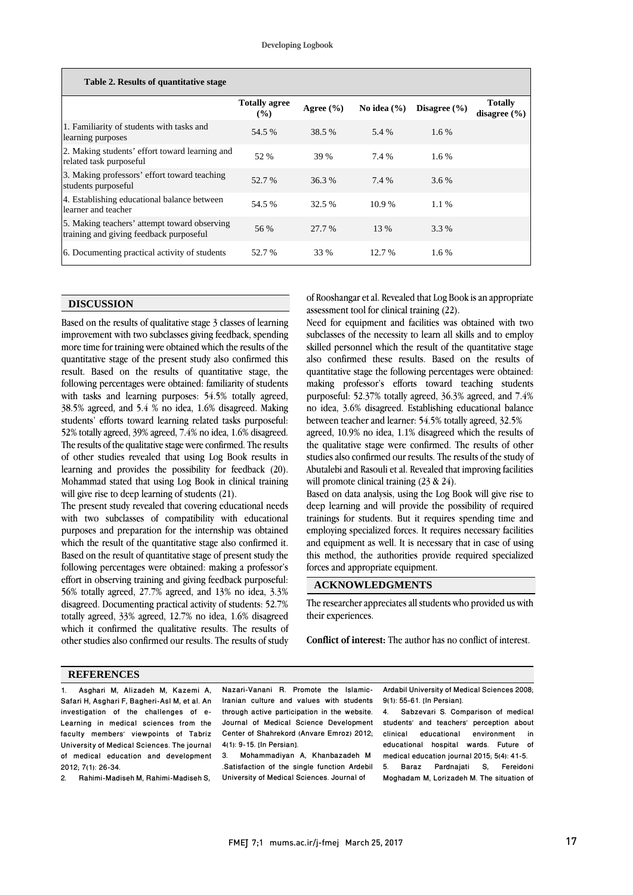**Table 2. Results of quantitative stage**

| | Totally agree (%) | Agree (%) | No idea (%) | Disagree (%) | Totally disagree (%) |
|---|---|---|---|---|---|
| 1. Familiarity of students with tasks and learning purposes | 54.5 % | 38.5 % | 5.4 % | 1.6 % | |
| 2. Making students' effort toward learning and related task purposeful | 52 % | 39 % | 7.4 % | 1.6 % | |
| 3. Making professors' effort toward teaching students purposeful | 52.7 % | 36.3 % | 7.4 % | 3.6 % | |
| 4. Establishing educational balance between learner and teacher | 54.5 % | 32.5 % | 10.9 % | 1.1 % | |
| 5. Making teachers' attempt toward observing training and giving feedback purposeful | 56 % | 27.7 % | 13 % | 3.3 % | |
| 6. Documenting practical activity of students | 52.7 % | 33 % | 12.7 % | 1.6 % | |

## DISCUSSION

Based on the results of qualitative stage 3 classes of learning improvement with two subclasses giving feedback, spending more time for training were obtained which the results of the quantitative stage of the present study also confirmed this result. Based on the results of quantitative stage, the following percentages were obtained: familiarity of students with tasks and learning purposes: 54.5% totally agreed, 38.5% agreed, and 5.4 % no idea, 1.6% disagreed. Making students' efforts toward learning related tasks purposeful: 52% totally agreed, 39% agreed, 7.4% no idea, 1.6% disagreed. The results of the qualitative stage were confirmed. The results of other studies revealed that using Log Book results in learning and provides the possibility for feedback (20). Mohammad stated that using Log Book in clinical training will give rise to deep learning of students (21).

The present study revealed that covering educational needs with two subclasses of compatibility with educational purposes and preparation for the internship was obtained which the result of the quantitative stage also confirmed it. Based on the result of quantitative stage of present study the following percentages were obtained: making a professor's effort in observing training and giving feedback purposeful: 56% totally agreed, 27.7% agreed, and 13% no idea, 3.3% disagreed. Documenting practical activity of students: 52.7% totally agreed, 33% agreed, 12.7% no idea, 1.6% disagreed which it confirmed the qualitative results. The results of other studies also confirmed our results. The results of study of Rooshangar et al. Revealed that Log Book is an appropriate assessment tool for clinical training (22).

Need for equipment and facilities was obtained with two subclasses of the necessity to learn all skills and to employ skilled personnel which the result of the quantitative stage also confirmed these results. Based on the results of quantitative stage the following percentages were obtained: making professor's efforts toward teaching students purposeful: 52.37% totally agreed, 36.3% agreed, and 7.4% no idea, 3.6% disagreed. Establishing educational balance between teacher and learner: 54.5% totally agreed, 32.5% agreed, 10.9% no idea, 1.1% disagreed which the results of the qualitative stage were confirmed. The results of other studies also confirmed our results. The results of the study of Abutalebi and Rasouli et al. Revealed that improving facilities will promote clinical training (23 & 24).

Based on data analysis, using the Log Book will give rise to deep learning and will provide the possibility of required trainings for students. But it requires spending time and employing specialized forces. It requires necessary facilities and equipment as well. It is necessary that in case of using this method, the authorities provide required specialized forces and appropriate equipment.

## ACKNOWLEDGMENTS

The researcher appreciates all students who provided us with their experiences.

**Conflict of interest:** The author has no conflict of interest.

## REFERENCES

1. Asghari M, Alizadeh M, Kazemi A, Safari H, Asghari F, Bagheri-Asl M, et al. An investigation of the challenges of e-Learning in medical sciences from the faculty members' viewpoints of Tabriz University of Medical Sciences. The journal of medical education and development 2012; 7(1): 26-34.
2. Rahimi-Madiseh M, Rahimi-Madiseh S, Nazari-Vanani R. Promote the Islamic-Iranian culture and values with students through active participation in the website. Journal of Medical Science Development Center of Shahrekord (Anvare Emroz) 2012; 4(1): 9-15. [In Persian].
3. Mohammadiyan A, Khanbazadeh M .Satisfaction of the single function Ardebil University of Medical Sciences. Journal of Ardabil University of Medical Sciences 2008; 9(1): 55-61. [In Persian].
4. Sabzevari S. Comparison of medical students' and teachers' perception about clinical educational environment in educational hospital wards. Future of medical education journal 2015; 5(4): 41-5.
5. Baraz Pardnajati S, Fereidoni Moghadam M, Lorizadeh M. The situation of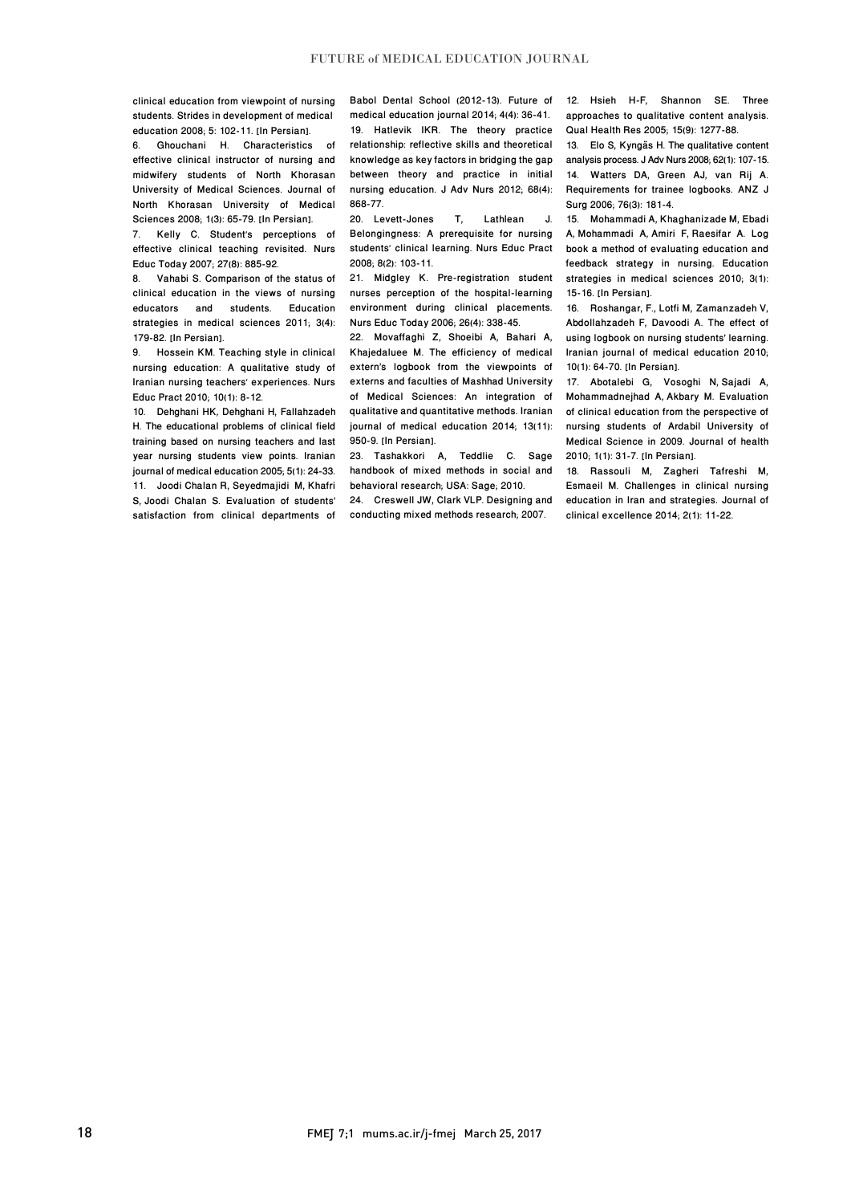clinical education from viewpoint of nursing students. Strides in development of medical education 2008; 5: 102-11. [In Persian].

6. Ghouchani H. Characteristics of effective clinical instructor of nursing and midwifery students of North Khorasan University of Medical Sciences. Journal of North Khorasan University of Medical Sciences 2008; 1(3): 65-79. [In Persian].

7. Kelly C. Student's perceptions of effective clinical teaching revisited. Nurs Educ Today 2007; 27(8): 885-92.

8. Vahabi S. Comparison of the status of clinical education in the views of nursing educators and students. Education strategies in medical sciences 2011; 3(4): 179-82. [In Persian].

9. Hossein KM. Teaching style in clinical nursing education: A qualitative study of Iranian nursing teachers' experiences. Nurs Educ Pract 2010; 10(1): 8-12.

10. Dehghani HK, Dehghani H, Fallahzadeh H. The educational problems of clinical field training based on nursing teachers and last year nursing students view points. Iranian journal of medical education 2005; 5(1): 24-33.

11. Joodi Chalan R, Seyedmajidi M, Khafri S, Joodi Chalan S. Evaluation of students' satisfaction from clinical departments of Babol Dental School (2012-13). Future of medical education journal 2014; 4(4): 36-41.

19. Hatlevik IKR. The theory practice relationship: reflective skills and theoretical knowledge as key factors in bridging the gap between theory and practice in initial nursing education. J Adv Nurs 2012; 68(4): 868-77.

20. Levett-Jones T, Lathlean J. Belongingness: A prerequisite for nursing students' clinical learning. Nurs Educ Pract 2008; 8(2): 103-11.

21. Midgley K. Pre-registration student nurses perception of the hospital-learning environment during clinical placements. Nurs Educ Today 2006; 26(4): 338-45.

22. Movaffaghi Z, Shoeibi A, Bahari A, Khajedaluee M. The efficiency of medical extern's logbook from the viewpoints of externs and faculties of Mashhad University of Medical Sciences: An integration of qualitative and quantitative methods. Iranian journal of medical education 2014; 13(11): 950-9. [In Persian].

23. Tashakkori A, Teddlie C. Sage handbook of mixed methods in social and behavioral research; USA: Sage; 2010.

24. Creswell JW, Clark VLP. Designing and conducting mixed methods research; 2007.

12. Hsieh H-F, Shannon SE. Three approaches to qualitative content analysis. Qual Health Res 2005; 15(9): 1277-88.

13. Elo S, Kyngäs H. The qualitative content analysis process. J Adv Nurs 2008; 62(1): 107-15.

14. Watters DA, Green AJ, van Rij A. Requirements for trainee logbooks. ANZ J Surg 2006; 76(3): 181-4.

15. Mohammadi A, Khaghanizade M, Ebadi A, Mohammadi A, Amiri F, Raesifar A. Log book a method of evaluating education and feedback strategy in nursing. Education strategies in medical sciences 2010; 3(1): 15-16. [In Persian].

16. Roshangar, F., Lotfi M, Zamanzadeh V, Abdollahzadeh F, Davoodi A. The effect of using logbook on nursing students' learning. Iranian journal of medical education 2010; 10(1): 64-70. [In Persian].

17. Abotalebi G, Vosoghi N, Sajadi A, Mohammadnejhad A, Akbary M. Evaluation of clinical education from the perspective of nursing students of Ardabil University of Medical Science in 2009. Journal of health 2010; 1(1): 31-7. [In Persian].

18. Rassouli M, Zagheri Tafreshi M, Esmaeil M. Challenges in clinical nursing education in Iran and strategies. Journal of clinical excellence 2014; 2(1): 11-22.